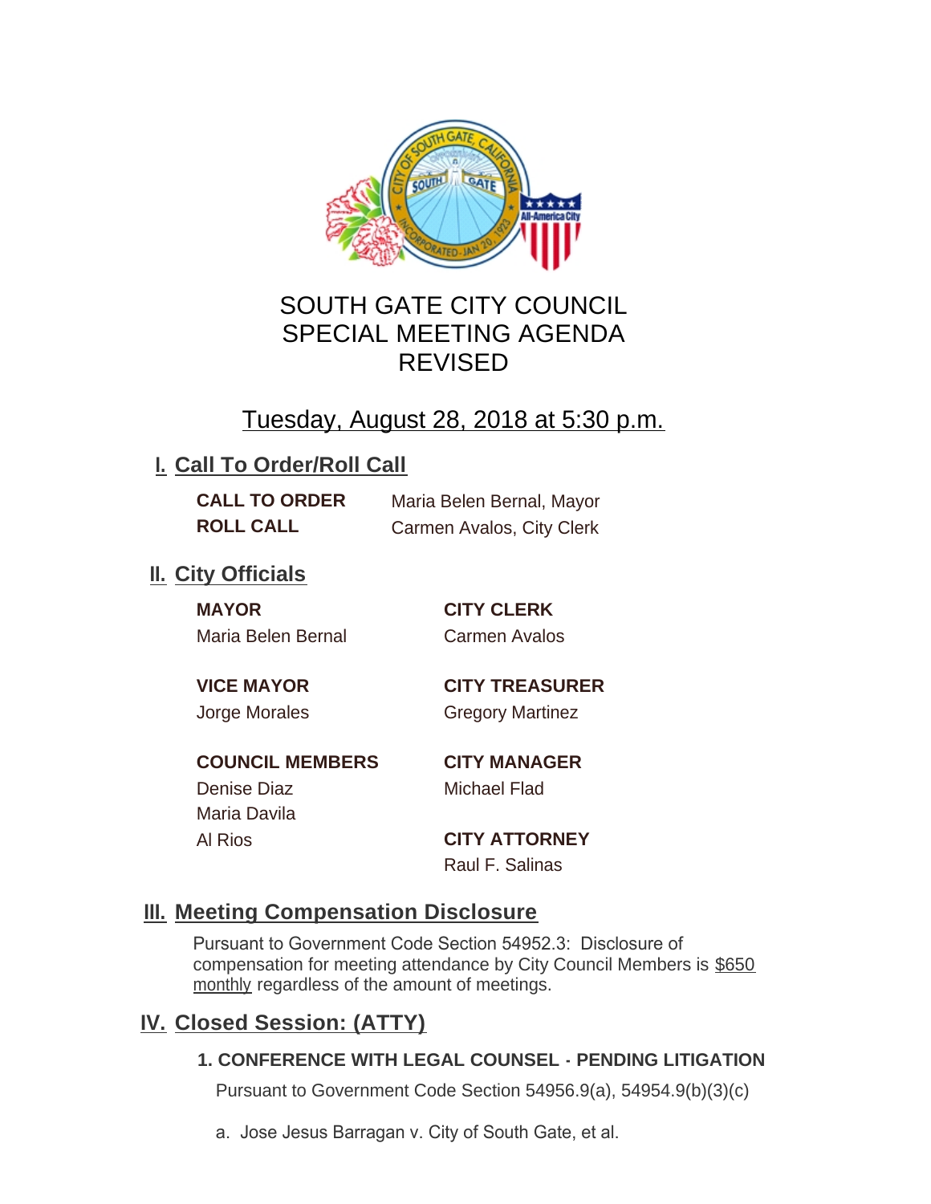# SOUTH GATE CITY COUNCIL
# SPECIAL MEETING AGENDA
# REVISED

## Tuesday, August 28, 2018 at 5:30 p.m.

## I. Call To Order/Roll Call

**CALL TO ORDER** Maria Belen Bernal, Mayor
**ROLL CALL** Carmen Avalos, City Clerk

## II. City Officials

**MAYOR**
Maria Belen Bernal

**VICE MAYOR**
Jorge Morales

**COUNCIL MEMBERS**
Denise Diaz
Maria Davila
Al Rios

**CITY CLERK**
Carmen Avalos

**CITY TREASURER**
Gregory Martinez

**CITY MANAGER**
Michael Flad

**CITY ATTORNEY**
Raul F. Salinas

## III. Meeting Compensation Disclosure

Pursuant to Government Code Section 54952.3: Disclosure of compensation for meeting attendance by City Council Members is $650 monthly regardless of the amount of meetings.

## IV. Closed Session: (ATTY)

### 1. CONFERENCE WITH LEGAL COUNSEL - PENDING LITIGATION

Pursuant to Government Code Section 54956.9(a), 54954.9(b)(3)(c)

a. Jose Jesus Barragan v. City of South Gate, et al.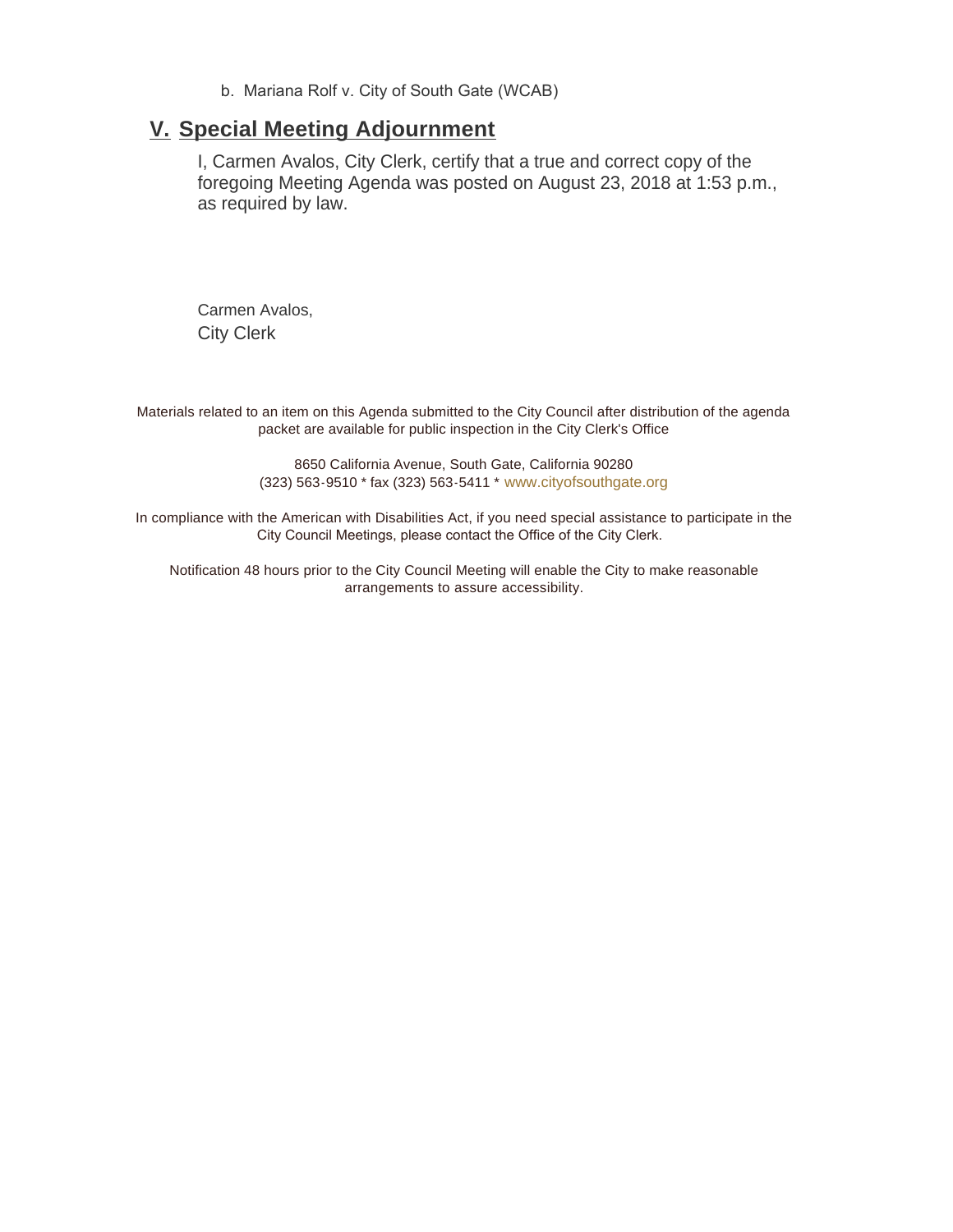b. Mariana Rolf v. City of South Gate (WCAB)

## V. Special Meeting Adjournment

I, Carmen Avalos, City Clerk, certify that a true and correct copy of the foregoing Meeting Agenda was posted on August 23, 2018 at 1:53 p.m., as required by law.

Carmen Avalos,
City Clerk

Materials related to an item on this Agenda submitted to the City Council after distribution of the agenda packet are available for public inspection in the City Clerk's Office

8650 California Avenue, South Gate, California 90280
(323) 563-9510 * fax (323) 563-5411 * www.cityofsouthgate.org

In compliance with the American with Disabilities Act, if you need special assistance to participate in the City Council Meetings, please contact the Office of the City Clerk.

Notification 48 hours prior to the City Council Meeting will enable the City to make reasonable arrangements to assure accessibility.